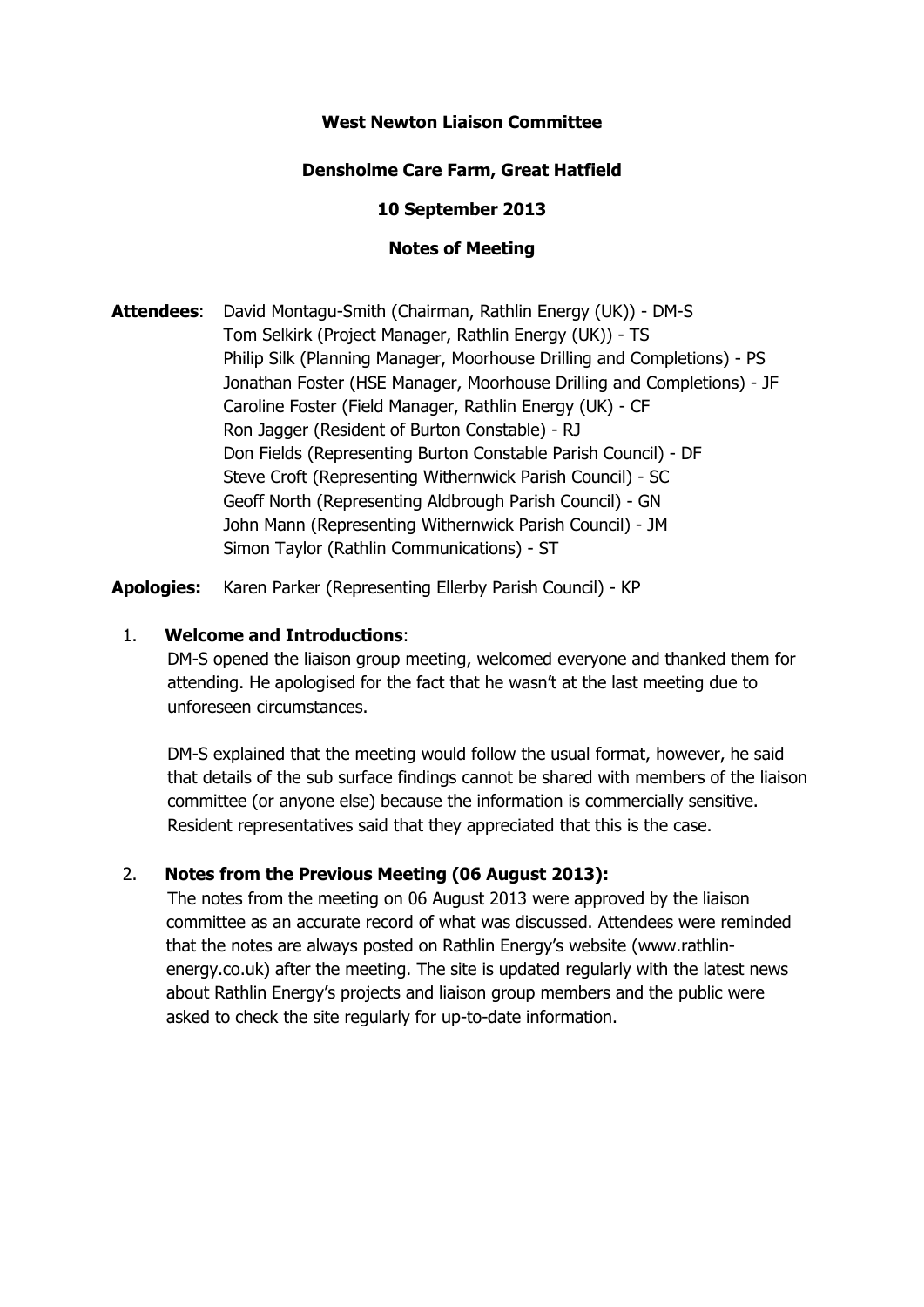**West Newton Liaison Committee**

**Densholme Care Farm, Great Hatfield**

**10 September 2013**

**Notes of Meeting**

**Attendees**: David Montagu-Smith (Chairman, Rathlin Energy (UK)) - DM-S
Tom Selkirk (Project Manager, Rathlin Energy (UK)) - TS
Philip Silk (Planning Manager, Moorhouse Drilling and Completions) - PS
Jonathan Foster (HSE Manager, Moorhouse Drilling and Completions) - JF
Caroline Foster (Field Manager, Rathlin Energy (UK) - CF
Ron Jagger (Resident of Burton Constable) - RJ
Don Fields (Representing Burton Constable Parish Council) - DF
Steve Croft (Representing Withernwick Parish Council) - SC
Geoff North (Representing Aldbrough Parish Council) - GN
John Mann (Representing Withernwick Parish Council) - JM
Simon Taylor (Rathlin Communications) - ST

**Apologies:** Karen Parker (Representing Ellerby Parish Council) - KP

1. **Welcome and Introductions**:

   DM-S opened the liaison group meeting, welcomed everyone and thanked them for attending. He apologised for the fact that he wasn't at the last meeting due to unforeseen circumstances.

   DM-S explained that the meeting would follow the usual format, however, he said that details of the sub surface findings cannot be shared with members of the liaison committee (or anyone else) because the information is commercially sensitive. Resident representatives said that they appreciated that this is the case.

2. **Notes from the Previous Meeting (06 August 2013):**

   The notes from the meeting on 06 August 2013 were approved by the liaison committee as an accurate record of what was discussed. Attendees were reminded that the notes are always posted on Rathlin Energy's website (www.rathlin-energy.co.uk) after the meeting. The site is updated regularly with the latest news about Rathlin Energy's projects and liaison group members and the public were asked to check the site regularly for up-to-date information.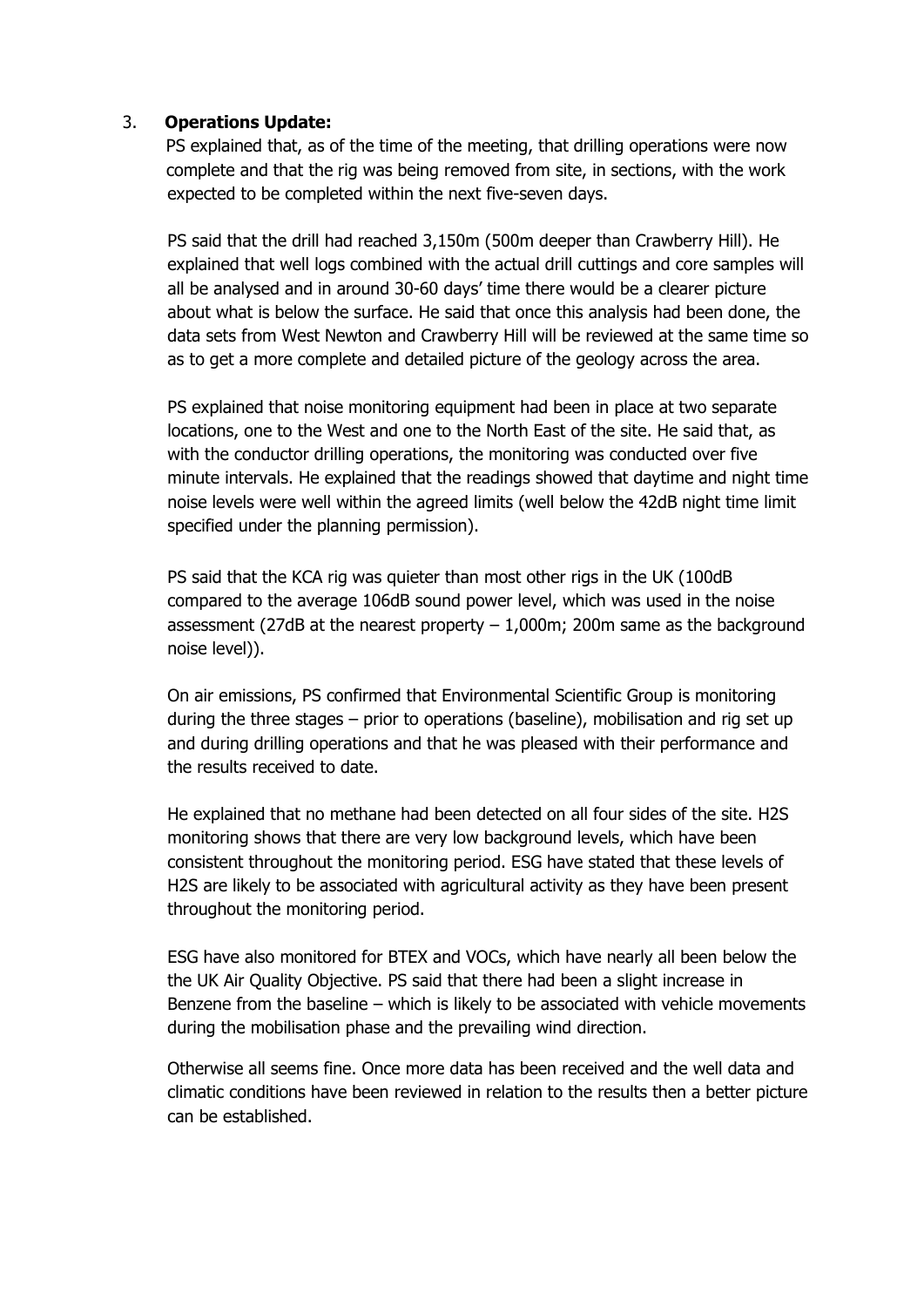3. **Operations Update:**

PS explained that, as of the time of the meeting, that drilling operations were now complete and that the rig was being removed from site, in sections, with the work expected to be completed within the next five-seven days.

PS said that the drill had reached 3,150m (500m deeper than Crawberry Hill). He explained that well logs combined with the actual drill cuttings and core samples will all be analysed and in around 30-60 days' time there would be a clearer picture about what is below the surface. He said that once this analysis had been done, the data sets from West Newton and Crawberry Hill will be reviewed at the same time so as to get a more complete and detailed picture of the geology across the area.

PS explained that noise monitoring equipment had been in place at two separate locations, one to the West and one to the North East of the site. He said that, as with the conductor drilling operations, the monitoring was conducted over five minute intervals. He explained that the readings showed that daytime and night time noise levels were well within the agreed limits (well below the 42dB night time limit specified under the planning permission).

PS said that the KCA rig was quieter than most other rigs in the UK (100dB compared to the average 106dB sound power level, which was used in the noise assessment (27dB at the nearest property – 1,000m; 200m same as the background noise level)).

On air emissions, PS confirmed that Environmental Scientific Group is monitoring during the three stages – prior to operations (baseline), mobilisation and rig set up and during drilling operations and that he was pleased with their performance and the results received to date.

He explained that no methane had been detected on all four sides of the site. $H_2S$ monitoring shows that there are very low background levels, which have been consistent throughout the monitoring period. ESG have stated that these levels of $H_2S$ are likely to be associated with agricultural activity as they have been present throughout the monitoring period.

ESG have also monitored for BTEX and VOCs, which have nearly all been below the the UK Air Quality Objective. PS said that there had been a slight increase in Benzene from the baseline – which is likely to be associated with vehicle movements during the mobilisation phase and the prevailing wind direction.

Otherwise all seems fine. Once more data has been received and the well data and climatic conditions have been reviewed in relation to the results then a better picture can be established.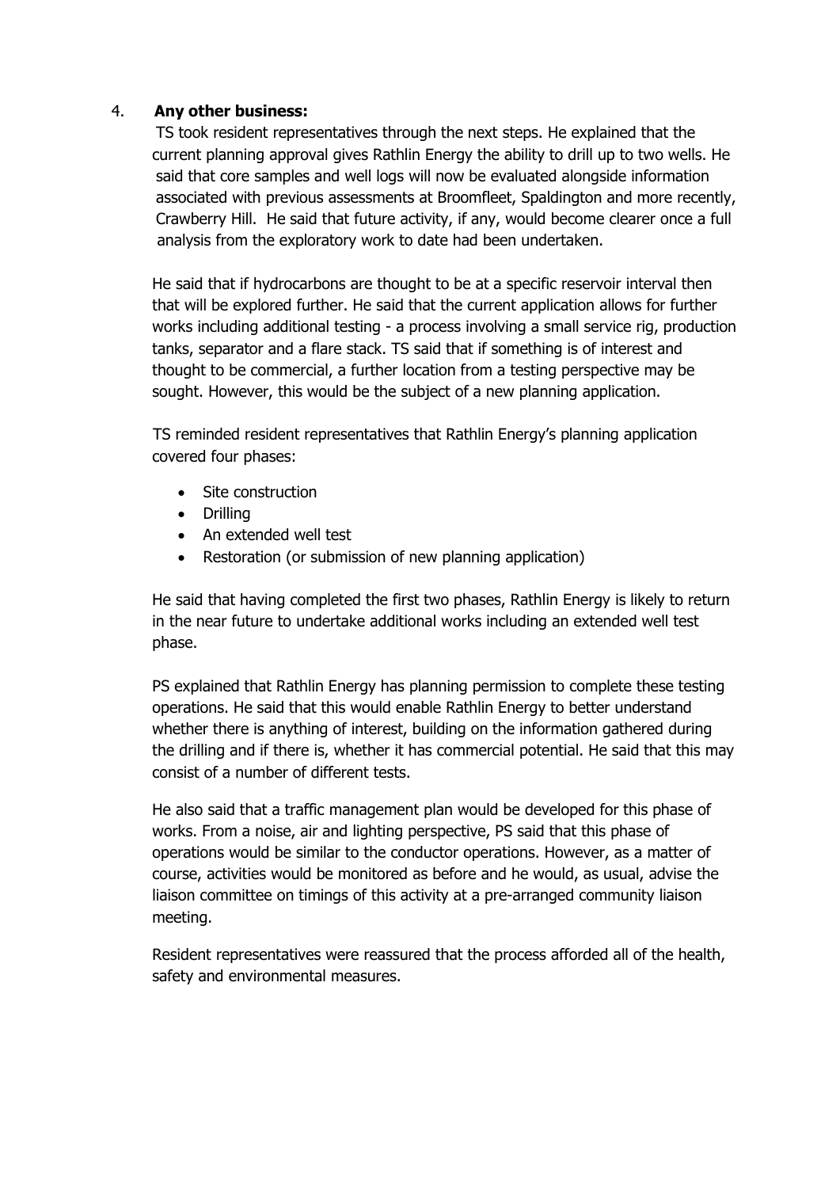4. **Any other business:**

TS took resident representatives through the next steps. He explained that the current planning approval gives Rathlin Energy the ability to drill up to two wells. He said that core samples and well logs will now be evaluated alongside information associated with previous assessments at Broomfleet, Spaldington and more recently, Crawberry Hill. He said that future activity, if any, would become clearer once a full analysis from the exploratory work to date had been undertaken.

He said that if hydrocarbons are thought to be at a specific reservoir interval then that will be explored further. He said that the current application allows for further works including additional testing - a process involving a small service rig, production tanks, separator and a flare stack. TS said that if something is of interest and thought to be commercial, a further location from a testing perspective may be sought. However, this would be the subject of a new planning application.

TS reminded resident representatives that Rathlin Energy's planning application covered four phases:

- Site construction
- Drilling
- An extended well test
- Restoration (or submission of new planning application)

He said that having completed the first two phases, Rathlin Energy is likely to return in the near future to undertake additional works including an extended well test phase.

PS explained that Rathlin Energy has planning permission to complete these testing operations. He said that this would enable Rathlin Energy to better understand whether there is anything of interest, building on the information gathered during the drilling and if there is, whether it has commercial potential. He said that this may consist of a number of different tests.

He also said that a traffic management plan would be developed for this phase of works. From a noise, air and lighting perspective, PS said that this phase of operations would be similar to the conductor operations. However, as a matter of course, activities would be monitored as before and he would, as usual, advise the liaison committee on timings of this activity at a pre-arranged community liaison meeting.

Resident representatives were reassured that the process afforded all of the health, safety and environmental measures.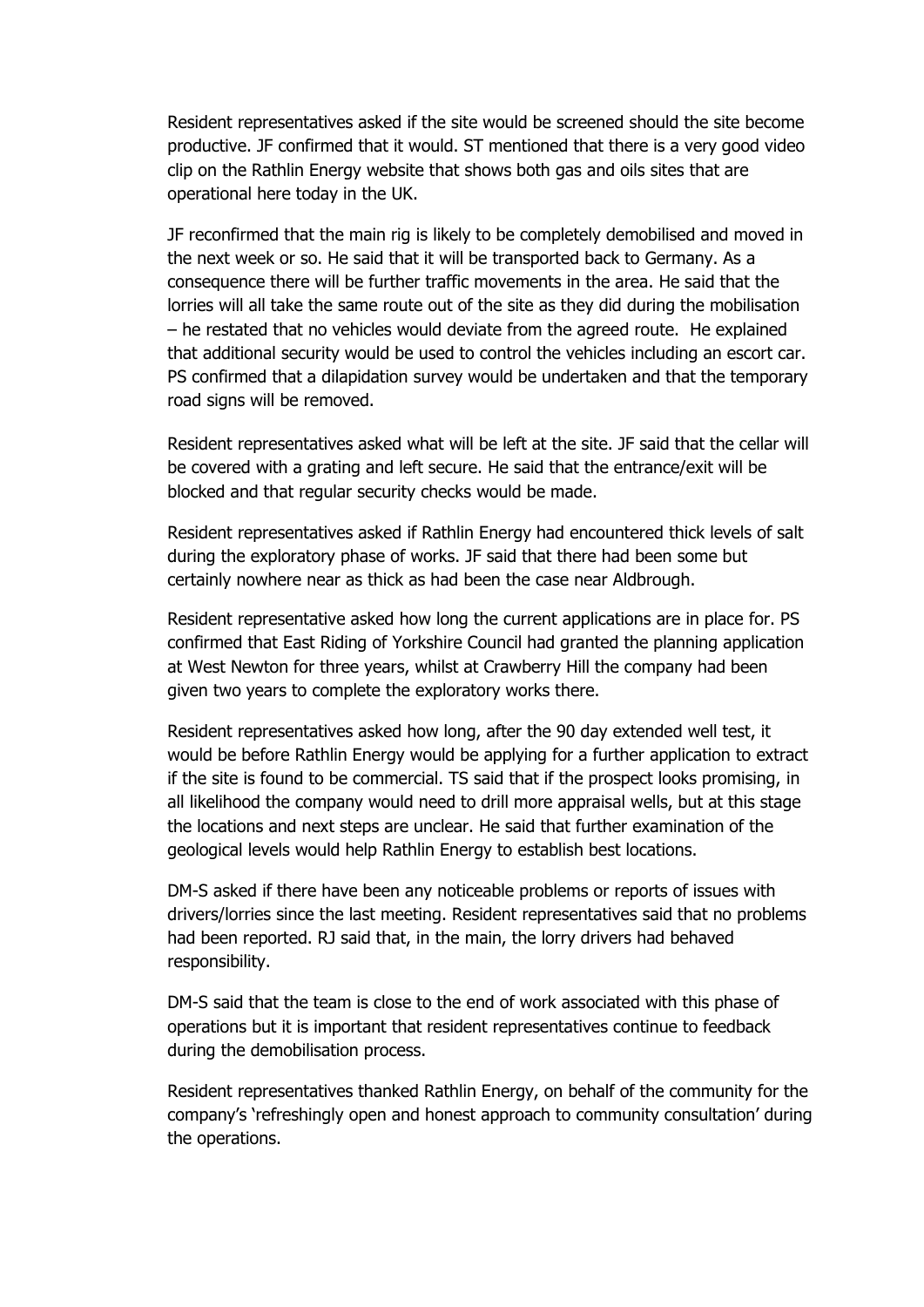Resident representatives asked if the site would be screened should the site become productive. JF confirmed that it would. ST mentioned that there is a very good video clip on the Rathlin Energy website that shows both gas and oils sites that are operational here today in the UK.

JF reconfirmed that the main rig is likely to be completely demobilised and moved in the next week or so. He said that it will be transported back to Germany. As a consequence there will be further traffic movements in the area. He said that the lorries will all take the same route out of the site as they did during the mobilisation – he restated that no vehicles would deviate from the agreed route. He explained that additional security would be used to control the vehicles including an escort car. PS confirmed that a dilapidation survey would be undertaken and that the temporary road signs will be removed.

Resident representatives asked what will be left at the site. JF said that the cellar will be covered with a grating and left secure. He said that the entrance/exit will be blocked and that regular security checks would be made.

Resident representatives asked if Rathlin Energy had encountered thick levels of salt during the exploratory phase of works. JF said that there had been some but certainly nowhere near as thick as had been the case near Aldbrough.

Resident representative asked how long the current applications are in place for. PS confirmed that East Riding of Yorkshire Council had granted the planning application at West Newton for three years, whilst at Crawberry Hill the company had been given two years to complete the exploratory works there.

Resident representatives asked how long, after the 90 day extended well test, it would be before Rathlin Energy would be applying for a further application to extract if the site is found to be commercial. TS said that if the prospect looks promising, in all likelihood the company would need to drill more appraisal wells, but at this stage the locations and next steps are unclear. He said that further examination of the geological levels would help Rathlin Energy to establish best locations.

DM-S asked if there have been any noticeable problems or reports of issues with drivers/lorries since the last meeting. Resident representatives said that no problems had been reported. RJ said that, in the main, the lorry drivers had behaved responsibility.

DM-S said that the team is close to the end of work associated with this phase of operations but it is important that resident representatives continue to feedback during the demobilisation process.

Resident representatives thanked Rathlin Energy, on behalf of the community for the company's 'refreshingly open and honest approach to community consultation' during the operations.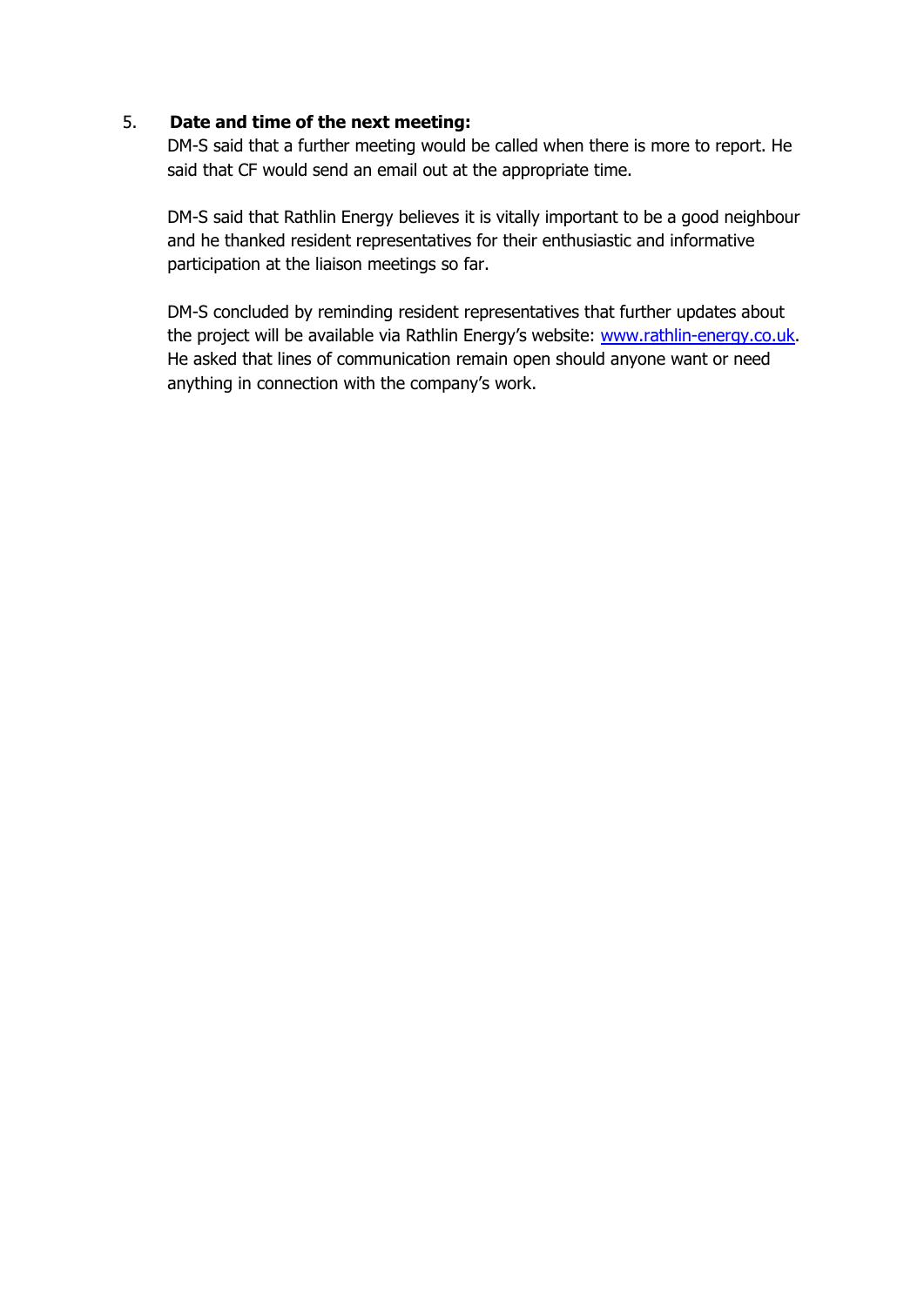5. **Date and time of the next meeting:**

DM-S said that a further meeting would be called when there is more to report. He said that CF would send an email out at the appropriate time.

DM-S said that Rathlin Energy believes it is vitally important to be a good neighbour and he thanked resident representatives for their enthusiastic and informative participation at the liaison meetings so far.

DM-S concluded by reminding resident representatives that further updates about the project will be available via Rathlin Energy's website: [www.rathlin-energy.co.uk](http://www.rathlin-energy.co.uk). He asked that lines of communication remain open should anyone want or need anything in connection with the company's work.